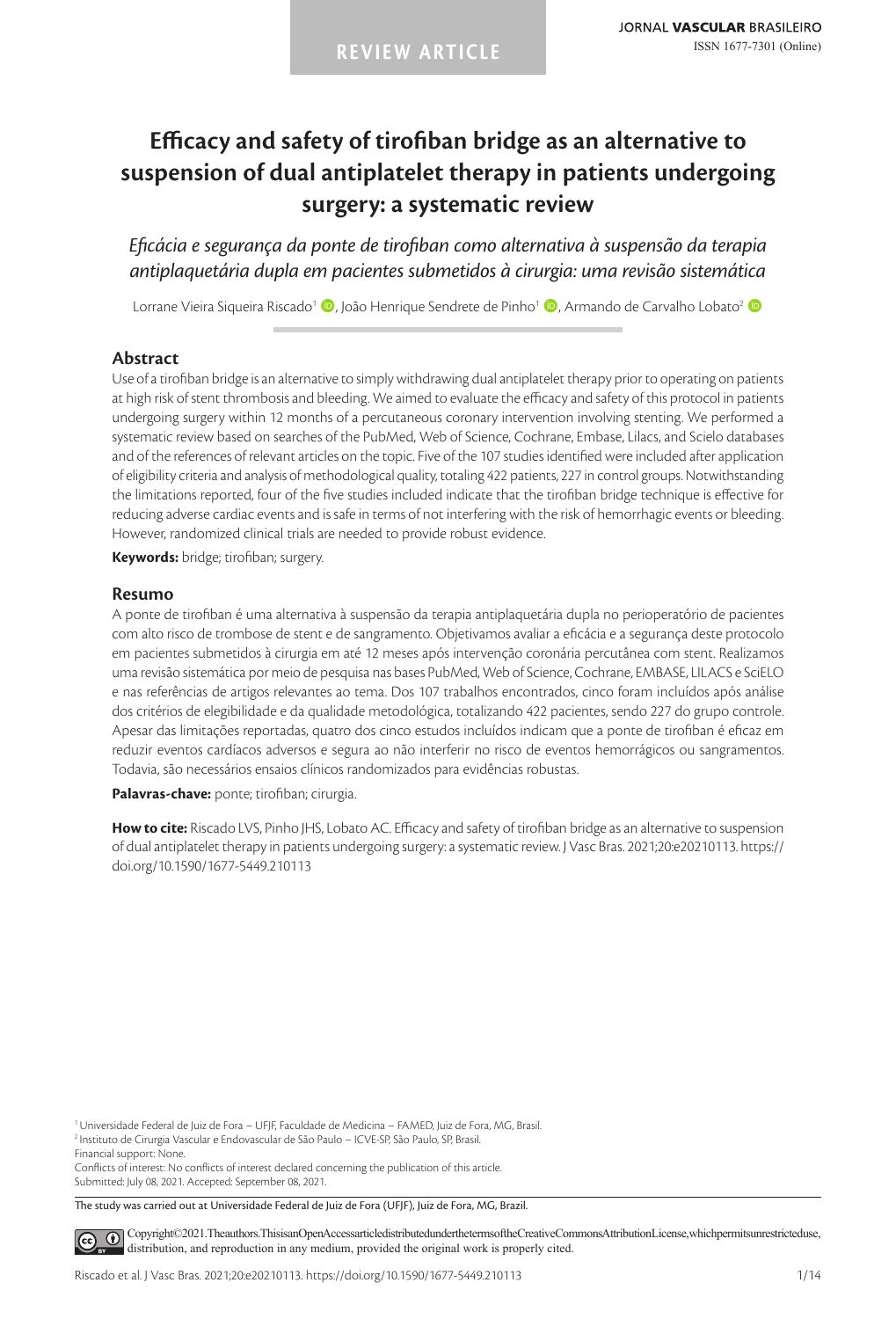REVIEW ARTICLE

JORNAL VASCULAR BRASILEIRO

ISSN 1677-7301 (Online)

# Efficacy and safety of tirofiban bridge as an alternative to suspension of dual antiplatelet therapy in patients undergoing surgery: a systematic review

*Eficácia e segurança da ponte de tirofiban como alternativa à suspensão da terapia antiplaquetária dupla em pacientes submetidos à cirurgia: uma revisão sistemática*

Lorrane Vieira Siqueira Riscado[1], João Henrique Sendrete de Pinho[1], Armando de Carvalho Lobato[2]

## Abstract

Use of a tirofiban bridge is an alternative to simply withdrawing dual antiplatelet therapy prior to operating on patients at high risk of stent thrombosis and bleeding. We aimed to evaluate the efficacy and safety of this protocol in patients undergoing surgery within 12 months of a percutaneous coronary intervention involving stenting. We performed a systematic review based on searches of the PubMed, Web of Science, Cochrane, Embase, Lilacs, and Scielo databases and of the references of relevant articles on the topic. Five of the 107 studies identified were included after application of eligibility criteria and analysis of methodological quality, totaling 422 patients, 227 in control groups. Notwithstanding the limitations reported, four of the five studies included indicate that the tirofiban bridge technique is effective for reducing adverse cardiac events and is safe in terms of not interfering with the risk of hemorrhagic events or bleeding. However, randomized clinical trials are needed to provide robust evidence.

**Keywords:** bridge; tirofiban; surgery.

## Resumo

A ponte de tirofiban é uma alternativa à suspensão da terapia antiplaquetária dupla no perioperatório de pacientes com alto risco de trombose de stent e de sangramento. Objetivamos avaliar a eficácia e a segurança deste protocolo em pacientes submetidos à cirurgia em até 12 meses após intervenção coronária percutânea com stent. Realizamos uma revisão sistemática por meio de pesquisa nas bases PubMed, Web of Science, Cochrane, EMBASE, LILACS e SciELO e nas referências de artigos relevantes ao tema. Dos 107 trabalhos encontrados, cinco foram incluídos após análise dos critérios de elegibilidade e da qualidade metodológica, totalizando 422 pacientes, sendo 227 do grupo controle. Apesar das limitações reportadas, quatro dos cinco estudos incluídos indicam que a ponte de tirofiban é eficaz em reduzir eventos cardíacos adversos e segura ao não interferir no risco de eventos hemorrágicos ou sangramentos. Todavia, são necessários ensaios clínicos randomizados para evidências robustas.

**Palavras-chave:** ponte; tirofiban; cirurgia.

**How to cite:** Riscado LVS, Pinho JHS, Lobato AC. Efficacy and safety of tirofiban bridge as an alternative to suspension of dual antiplatelet therapy in patients undergoing surgery: a systematic review. J Vasc Bras. 2021;20:e20210113. https://doi.org/10.1590/1677-5449.210113

[1] Universidade Federal de Juiz de Fora – UFJF, Faculdade de Medicina – FAMED, Juiz de Fora, MG, Brasil.
[2] Instituto de Cirurgia Vascular e Endovascular de São Paulo – ICVE-SP, São Paulo, SP, Brasil.
Financial support: None.
Conflicts of interest: No conflicts of interest declared concerning the publication of this article.
Submitted: July 08, 2021. Accepted: September 08, 2021.

The study was carried out at Universidade Federal de Juiz de Fora (UFJF), Juiz de Fora, MG, Brazil.

Copyright© 2021 The authors. This is an Open Access article distributed under the terms of the Creative Commons Attribution License, which permits unrestricted use, distribution, and reproduction in any medium, provided the original work is properly cited.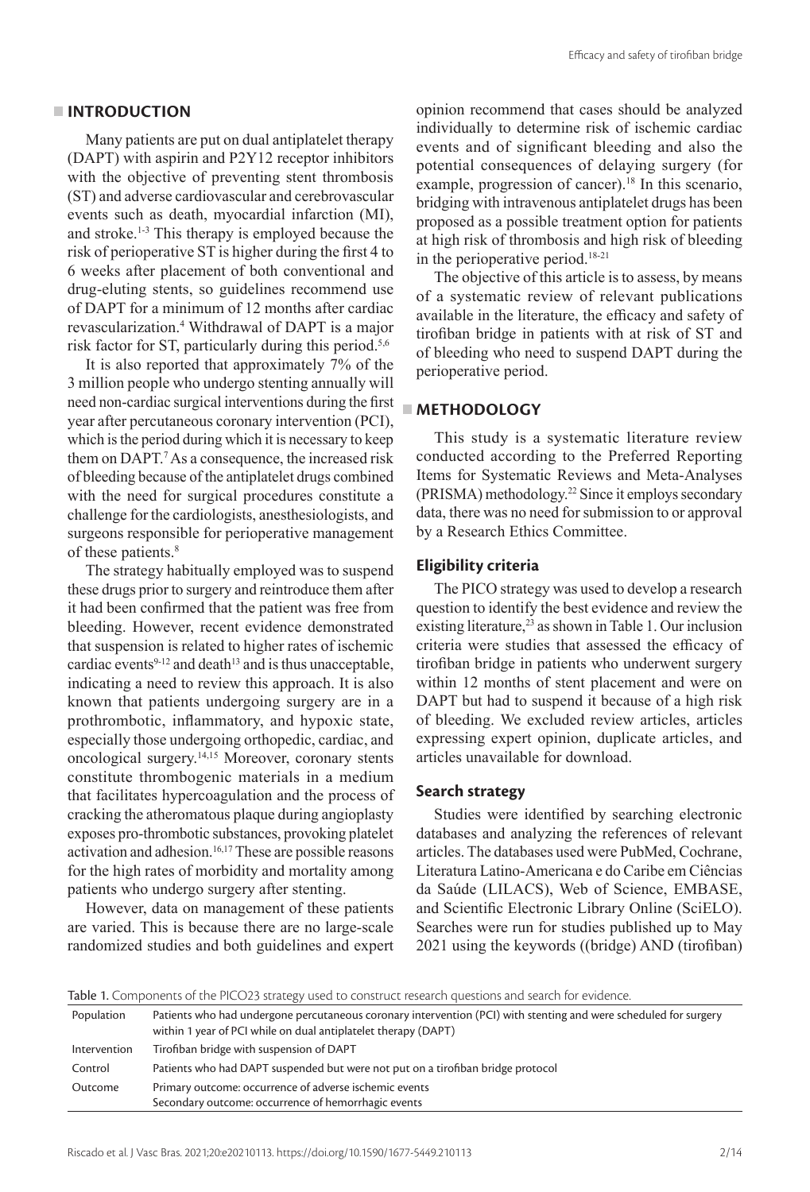## INTRODUCTION

Many patients are put on dual antiplatelet therapy (DAPT) with aspirin and P2Y12 receptor inhibitors with the objective of preventing stent thrombosis (ST) and adverse cardiovascular and cerebrovascular events such as death, myocardial infarction (MI), and stroke.[1-3] This therapy is employed because the risk of perioperative ST is higher during the first 4 to 6 weeks after placement of both conventional and drug-eluting stents, so guidelines recommend use of DAPT for a minimum of 12 months after cardiac revascularization.[4] Withdrawal of DAPT is a major risk factor for ST, particularly during this period.[5,6]

It is also reported that approximately 7% of the 3 million people who undergo stenting annually will need non-cardiac surgical interventions during the first year after percutaneous coronary intervention (PCI), which is the period during which it is necessary to keep them on DAPT.[7] As a consequence, the increased risk of bleeding because of the antiplatelet drugs combined with the need for surgical procedures constitute a challenge for the cardiologists, anesthesiologists, and surgeons responsible for perioperative management of these patients.[8]

The strategy habitually employed was to suspend these drugs prior to surgery and reintroduce them after it had been confirmed that the patient was free from bleeding. However, recent evidence demonstrated that suspension is related to higher rates of ischemic cardiac events[9-12] and death[13] and is thus unacceptable, indicating a need to review this approach. It is also known that patients undergoing surgery are in a prothrombotic, inflammatory, and hypoxic state, especially those undergoing orthopedic, cardiac, and oncological surgery.[14,15] Moreover, coronary stents constitute thrombogenic materials in a medium that facilitates hypercoagulation and the process of cracking the atheromatous plaque during angioplasty exposes pro-thrombotic substances, provoking platelet activation and adhesion.[16,17] These are possible reasons for the high rates of morbidity and mortality among patients who undergo surgery after stenting.

However, data on management of these patients are varied. This is because there are no large-scale randomized studies and both guidelines and expert opinion recommend that cases should be analyzed individually to determine risk of ischemic cardiac events and of significant bleeding and also the potential consequences of delaying surgery (for example, progression of cancer).[18] In this scenario, bridging with intravenous antiplatelet drugs has been proposed as a possible treatment option for patients at high risk of thrombosis and high risk of bleeding in the perioperative period.[18-21]

The objective of this article is to assess, by means of a systematic review of relevant publications available in the literature, the efficacy and safety of tirofiban bridge in patients with at risk of ST and of bleeding who need to suspend DAPT during the perioperative period.

## METHODOLOGY

This study is a systematic literature review conducted according to the Preferred Reporting Items for Systematic Reviews and Meta-Analyses (PRISMA) methodology.[22] Since it employs secondary data, there was no need for submission to or approval by a Research Ethics Committee.

### Eligibility criteria

The PICO strategy was used to develop a research question to identify the best evidence and review the existing literature,[23] as shown in Table 1. Our inclusion criteria were studies that assessed the efficacy of tirofiban bridge in patients who underwent surgery within 12 months of stent placement and were on DAPT but had to suspend it because of a high risk of bleeding. We excluded review articles, articles expressing expert opinion, duplicate articles, and articles unavailable for download.

### Search strategy

Studies were identified by searching electronic databases and analyzing the references of relevant articles. The databases used were PubMed, Cochrane, Literatura Latino-Americana e do Caribe em Ciências da Saúde (LILACS), Web of Science, EMBASE, and Scientific Electronic Library Online (SciELO). Searches were run for studies published up to May 2021 using the keywords ((bridge) AND (tirofiban)

Table 1. Components of the PICO23 strategy used to construct research questions and search for evidence.

| | |
|---|---|
| Population | Patients who had undergone percutaneous coronary intervention (PCI) with stenting and were scheduled for surgery within 1 year of PCI while on dual antiplatelet therapy (DAPT) |
| Intervention | Tirofiban bridge with suspension of DAPT |
| Control | Patients who had DAPT suspended but were not put on a tirofiban bridge protocol |
| Outcome | Primary outcome: occurrence of adverse ischemic events<br>Secondary outcome: occurrence of hemorrhagic events |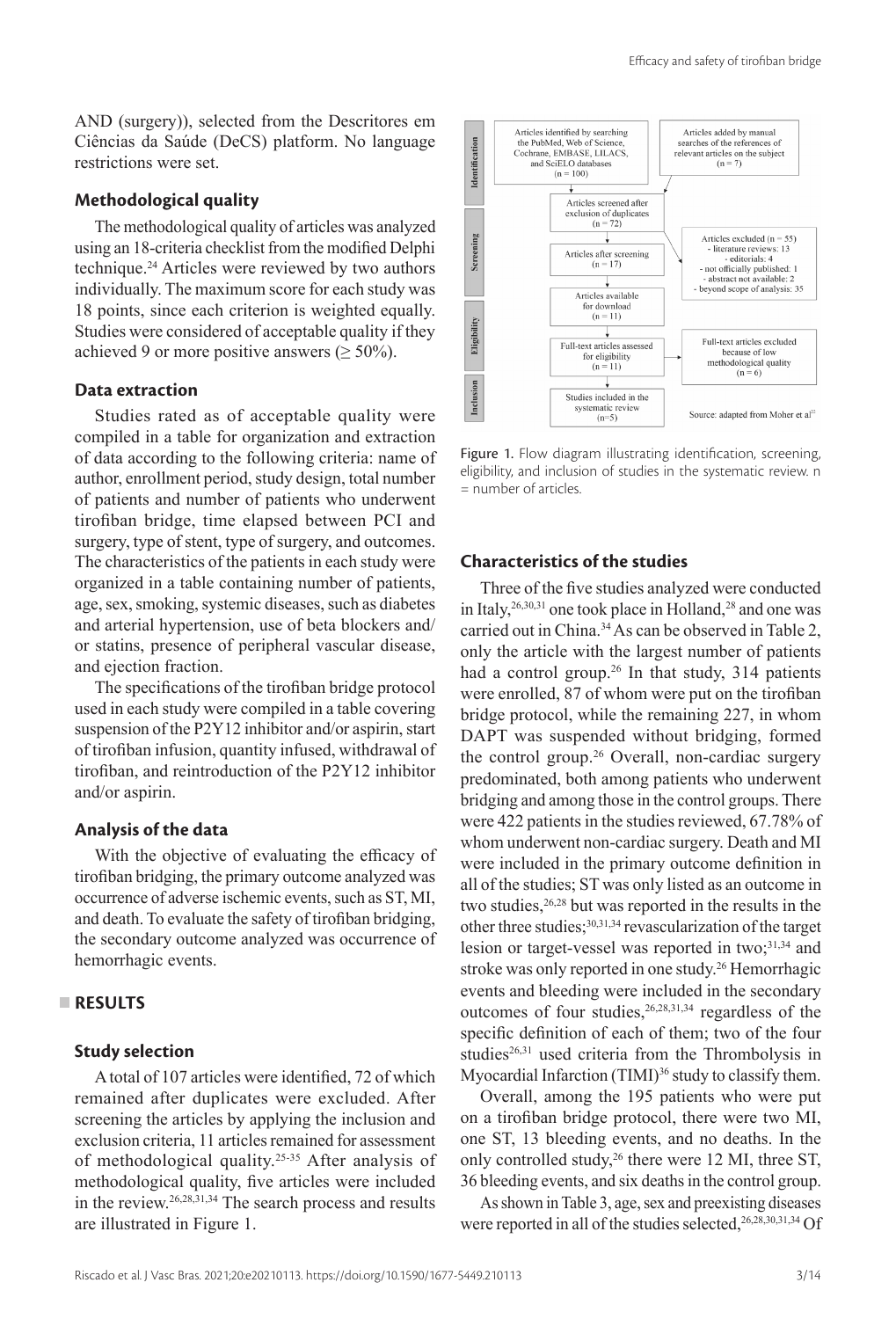AND (surgery)), selected from the Descritores em Ciências da Saúde (DeCS) platform. No language restrictions were set.

### Methodological quality

The methodological quality of articles was analyzed using an 18-criteria checklist from the modified Delphi technique.[24] Articles were reviewed by two authors individually. The maximum score for each study was 18 points, since each criterion is weighted equally. Studies were considered of acceptable quality if they achieved 9 or more positive answers (≥ 50%).

### Data extraction

Studies rated as of acceptable quality were compiled in a table for organization and extraction of data according to the following criteria: name of author, enrollment period, study design, total number of patients and number of patients who underwent tirofiban bridge, time elapsed between PCI and surgery, type of stent, type of surgery, and outcomes. The characteristics of the patients in each study were organized in a table containing number of patients, age, sex, smoking, systemic diseases, such as diabetes and arterial hypertension, use of beta blockers and/or statins, presence of peripheral vascular disease, and ejection fraction.

The specifications of the tirofiban bridge protocol used in each study were compiled in a table covering suspension of the P2Y12 inhibitor and/or aspirin, start of tirofiban infusion, quantity infused, withdrawal of tirofiban, and reintroduction of the P2Y12 inhibitor and/or aspirin.

### Analysis of the data

With the objective of evaluating the efficacy of tirofiban bridging, the primary outcome analyzed was occurrence of adverse ischemic events, such as ST, MI, and death. To evaluate the safety of tirofiban bridging, the secondary outcome analyzed was occurrence of hemorrhagic events.

## RESULTS

### Study selection

A total of 107 articles were identified, 72 of which remained after duplicates were excluded. After screening the articles by applying the inclusion and exclusion criteria, 11 articles remained for assessment of methodological quality.[25-35] After analysis of methodological quality, five articles were included in the review.[26,28,31,34] The search process and results are illustrated in Figure 1.

Figure 1. Flow diagram illustrating identification, screening, eligibility, and inclusion of studies in the systematic review. n = number of articles.

### Characteristics of the studies

Three of the five studies analyzed were conducted in Italy,[26,30,31] one took place in Holland,[28] and one was carried out in China.[34] As can be observed in Table 2, only the article with the largest number of patients had a control group.[26] In that study, 314 patients were enrolled, 87 of whom were put on the tirofiban bridge protocol, while the remaining 227, in whom DAPT was suspended without bridging, formed the control group.[26] Overall, non-cardiac surgery predominated, both among patients who underwent bridging and among those in the control groups. There were 422 patients in the studies reviewed, 67.78% of whom underwent non-cardiac surgery. Death and MI were included in the primary outcome definition in all of the studies; ST was only listed as an outcome in two studies,[26,28] but was reported in the results in the other three studies;[30,31,34] revascularization of the target lesion or target-vessel was reported in two;[31,34] and stroke was only reported in one study.[26] Hemorrhagic events and bleeding were included in the secondary outcomes of four studies,[26,28,31,34] regardless of the specific definition of each of them; two of the four studies[26,31] used criteria from the Thrombolysis in Myocardial Infarction (TIMI)[36] study to classify them.

Overall, among the 195 patients who were put on a tirofiban bridge protocol, there were two MI, one ST, 13 bleeding events, and no deaths. In the only controlled study,[26] there were 12 MI, three ST, 36 bleeding events, and six deaths in the control group.

As shown in Table 3, age, sex and preexisting diseases were reported in all of the studies selected,[26,28,30,31,34] Of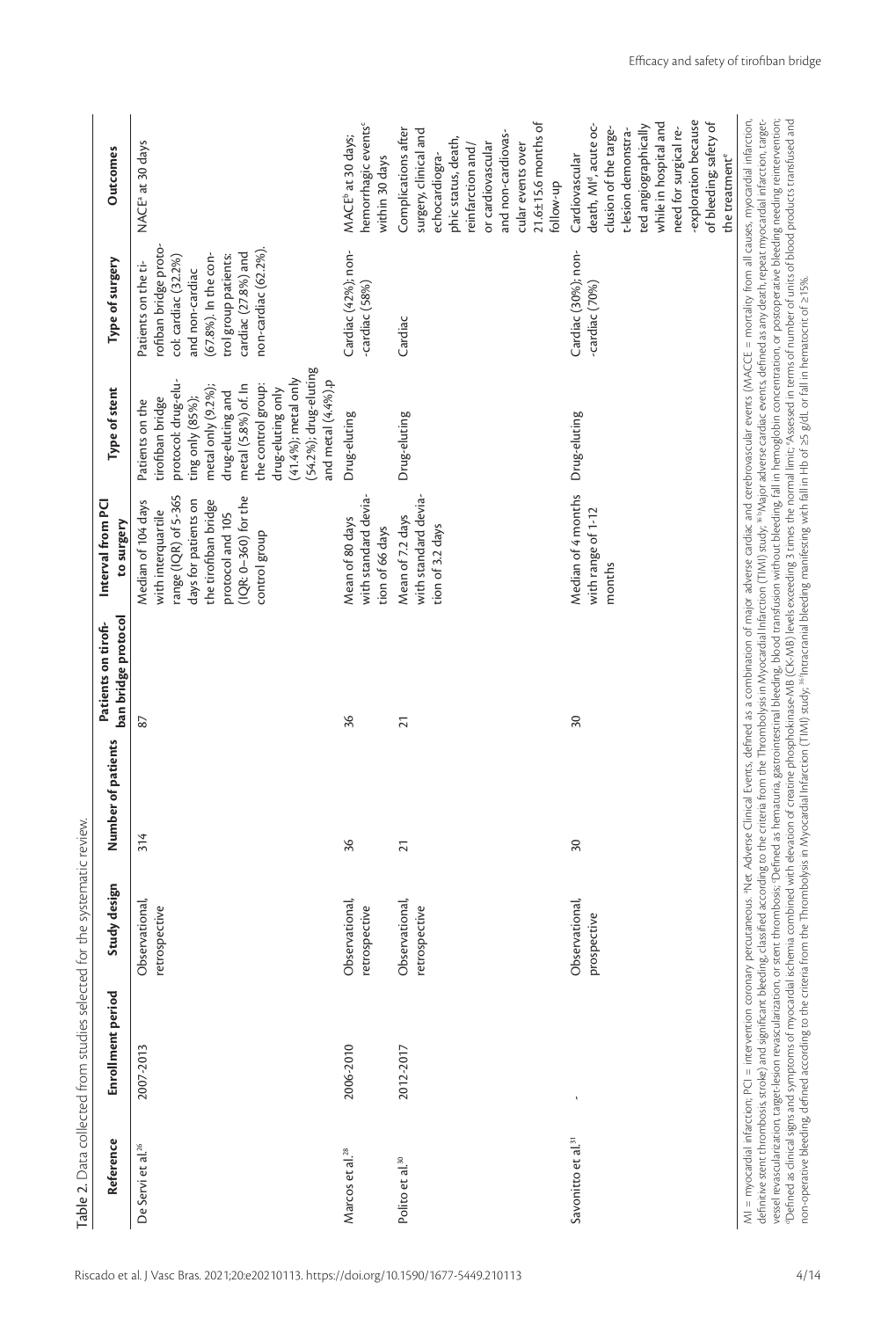Table 2. Data collected from studies selected for the systematic review.

| Reference | Enrollment period | Study design | Number of patients | Patients on tirofiban bridge protocol | Interval from PCI to surgery | Type of stent | Type of surgery | Outcomes |
|---|---|---|---|---|---|---|---|---|
| De Servi et al.[26] | 2007-2013 | Observational, retrospective | 314 | 87 | Median of 104 days with interquartile range (IQR) of 5-365 days for patients on the tirofiban bridge protocol and 105 (IQR: 0–360) for the control group | Patients on the tirofiban bridge protocol: drug-eluting only (85%); metal only (9.2%); drug-eluting and metal (5.8%) of. In the control group: drug-eluting only (41.4%); metal only (54.2%); drug-eluting and metal (4.4%).p | Patients on the tirofiban bridge protocol: cardiac (32.2%) and non-cardiac (67.8%). In the control group patients: cardiac (27.8%) and non-cardiac (62.2%). | NACE[a] at 30 days |
| Marcos et al.[28] | 2006-2010 | Observational, retrospective | 36 | 36 | Mean of 80 days with standard deviation of 66 days | Drug-eluting | Cardiac (42%); non-cardiac (58%) | MACE[b] at 30 days; hemorrhagic events[c] within 30 days |
| Polito et al.[30] | 2012-2017 | Observational, retrospective | 21 | 21 | Mean of 7.2 days with standard deviation of 3.2 days | Drug-eluting | Cardiac | Complications after surgery, clinical and echocardiographic status, death, reinfarction and/or cardiovascular and non-cardiovascular events over 21.6±15.6 months of follow-up |
| Savonitto et al.[31] | - | Observational, prospective | 30 | 30 | Median of 4 months with range of 1-12 months | Drug-eluting | Cardiac (30%); non-cardiac (70%) | Cardiovascular death, MI[d], acute occlusion of the target-lesion demonstrated angiographically while in hospital and need for surgical re-exploration because of bleeding; safety of the treatment[e] |

MI = myocardial infarction; PCI = intervention coronary percutaneous. [a]Net Adverse Clinical Events, defined as a combination of major adverse cardiac and cerebrovascular events (MACCE = mortality from all causes, myocardial infarction, definitive stent thrombosis, stroke) and significant bleeding, classified according to the criteria from the Thrombolysis in Myocardial Infarction (TIMI) study; [b]Major adverse cardiac events, defined as any death, repeat myocardial infarction, target-vessel revascularization, target-lesion revascularization, or stent thrombosis; [c]Defined as hematuria, gastrointestinal bleeding, blood transfusion without bleeding, fall in hemoglobin concentration, or postoperative bleeding needing reintervention; [d]Defined as clinical signs and symptoms of myocardial ischemia combined with elevation of creatine phosphokinase-MB (CK-MB) levels exceeding 3 times the normal limit; [e]Assessed in terms of number of units of blood products transfused and non-operative bleeding, defined according to the criteria from the Thrombolysis in Myocardial Infarction (TIMI) study; [f]Intracranial bleeding manifesting with fall in Hb of ≥5 g/dL or fall in hematocrit of ≥15%.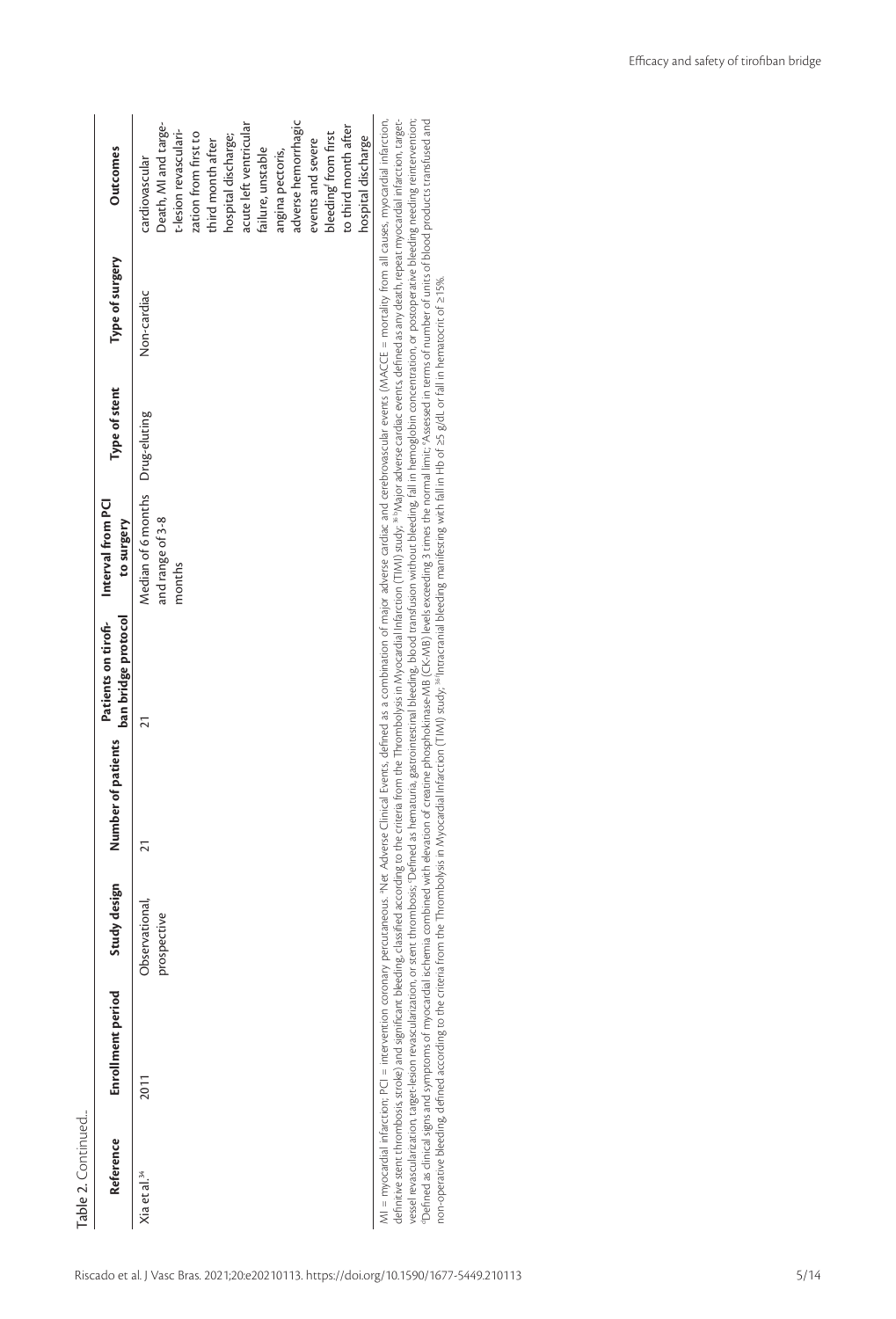Table 2. Continued...

| Reference | Enrollment period | Study design | Number of patients | Patients on tirofiban bridge protocol | Interval from PCI to surgery | Type of stent | Type of surgery | Outcomes |
|---|---|---|---|---|---|---|---|---|
| Xia et al.[34] | 2011 | Observational, prospective | 21 | 21 | Median of 6 months and range of 3-8 months | Drug-eluting | Non-cardiac | cardiovascular Death, MI and target-lesion revascularization from first to third month after hospital discharge; acute left ventricular failure, unstable angina pectoris, adverse hemorrhagic events and severe bleeding[f] from first to third month after hospital discharge |

MI = myocardial infarction; PCI = intervention coronary percutaneous. [a]Net Adverse Clinical Events, defined as a combination of major adverse cardiac and cerebrovascular events (MACCE = mortality from all causes, myocardial infarction, definitive stent thrombosis, stroke) and significant bleeding, classified according to the criteria from the Thrombolysis in Myocardial Infarction (TIMI) study; [36] [b]Major adverse cardiac events, defined as any death, repeat myocardial infarction, target-vessel revascularization, target-lesion revascularization, or stent thrombosis; [c]Defined as hematuria, gastrointestinal bleeding, blood transfusion without bleeding, fall in hemoglobin concentration, or postoperative bleeding needing reintervention; [d]Defined as clinical signs and symptoms of myocardial ischemia combined with elevation of creatine phosphokinase-MB (CK-MB) levels exceeding 3 times the normal limit; [e]Assessed in terms of number of units of blood products transfused and non-operative bleeding, defined according to the criteria from the Thrombolysis in Myocardial Infarction (TIMI) study; [36] [f]Intracranial bleeding manifesting with fall in Hb of ≥5 g/dL or fall in hematocrit of ≥15%.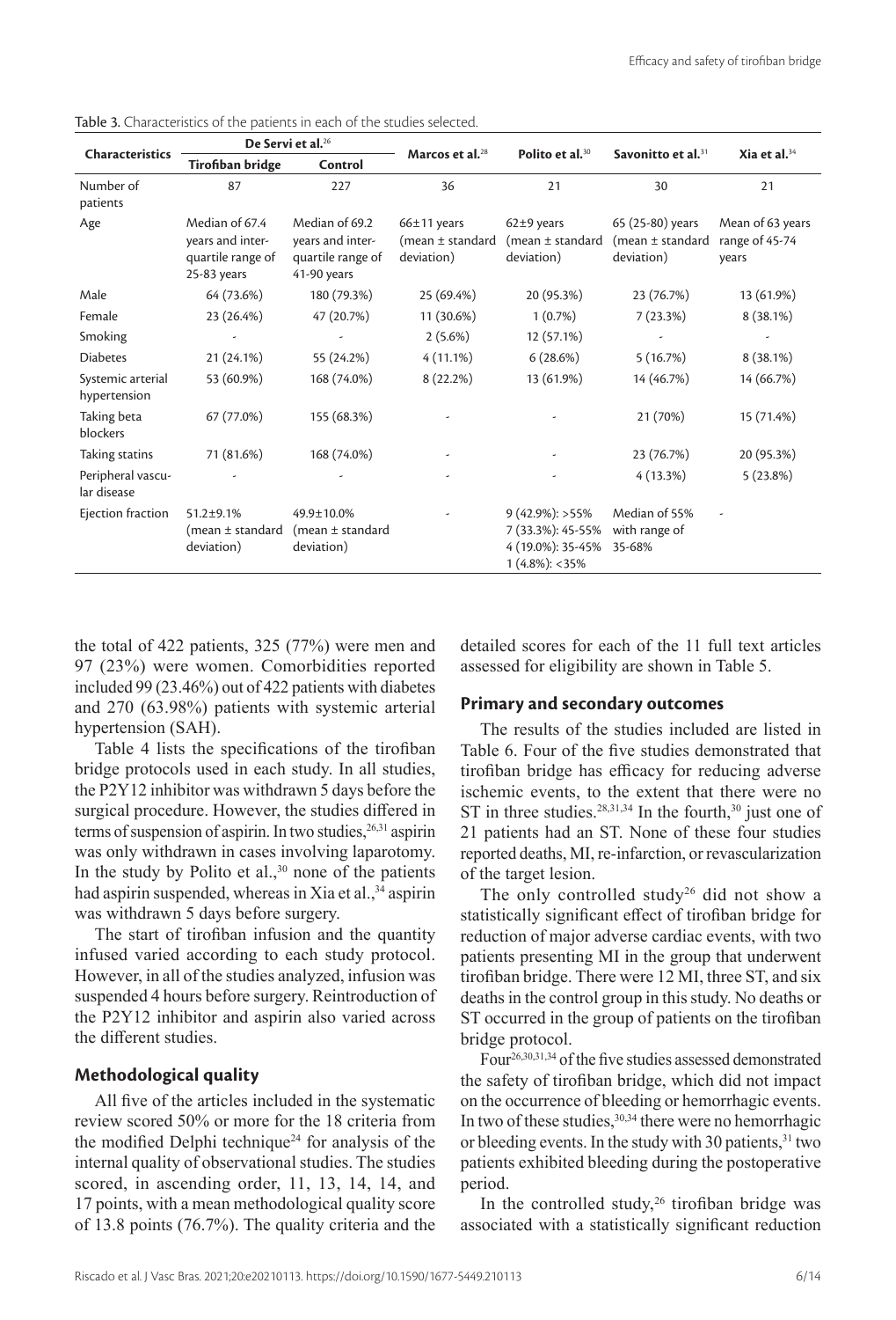Table 3. Characteristics of the patients in each of the studies selected.

| Characteristics | De Servi et al.[26] | | Marcos et al.[28] | Polito et al.[30] | Savonitto et al.[31] | Xia et al.[34] |
|---|---|---|---|---|---|---|
| | Tirofiban bridge | Control | | | | |
| Number of patients | 87 | 227 | 36 | 21 | 30 | 21 |
| Age | Median of 67.4 years and interquartile range of 25-83 years | Median of 69.2 years and interquartile range of 41-90 years | 66±11 years (mean ± standard deviation) | 62±9 years (mean ± standard deviation) | 65 (25-80) years (mean ± standard deviation) | Mean of 63 years range of 45-74 years |
| Male | 64 (73.6%) | 180 (79.3%) | 25 (69.4%) | 20 (95.3%) | 23 (76.7%) | 13 (61.9%) |
| Female | 23 (26.4%) | 47 (20.7%) | 11 (30.6%) | 1 (0.7%) | 7 (23.3%) | 8 (38.1%) |
| Smoking | - | - | 2 (5.6%) | 12 (57.1%) | - | - |
| Diabetes | 21 (24.1%) | 55 (24.2%) | 4 (11.1%) | 6 (28.6%) | 5 (16.7%) | 8 (38.1%) |
| Systemic arterial hypertension | 53 (60.9%) | 168 (74.0%) | 8 (22.2%) | 13 (61.9%) | 14 (46.7%) | 14 (66.7%) |
| Taking beta blockers | 67 (77.0%) | 155 (68.3%) | - | - | 21 (70%) | 15 (71.4%) |
| Taking statins | 71 (81.6%) | 168 (74.0%) | - | - | 23 (76.7%) | 20 (95.3%) |
| Peripheral vascular disease | - | - | - | - | 4 (13.3%) | 5 (23.8%) |
| Ejection fraction | 51.2±9.1% (mean ± standard deviation) | 49.9±10.0% (mean ± standard deviation) | - | 9 (42.9%): >55%<br>7 (33.3%): 45-55%<br>4 (19.0%): 35-45%<br>1 (4.8%): <35% | Median of 55% with range of 35-68% | - |

the total of 422 patients, 325 (77%) were men and 97 (23%) were women. Comorbidities reported included 99 (23.46%) out of 422 patients with diabetes and 270 (63.98%) patients with systemic arterial hypertension (SAH).

Table 4 lists the specifications of the tirofiban bridge protocols used in each study. In all studies, the P2Y12 inhibitor was withdrawn 5 days before the surgical procedure. However, the studies differed in terms of suspension of aspirin. In two studies,[26,31] aspirin was only withdrawn in cases involving laparotomy. In the study by Polito et al.,[30] none of the patients had aspirin suspended, whereas in Xia et al.,[34] aspirin was withdrawn 5 days before surgery.

The start of tirofiban infusion and the quantity infused varied according to each study protocol. However, in all of the studies analyzed, infusion was suspended 4 hours before surgery. Reintroduction of the P2Y12 inhibitor and aspirin also varied across the different studies.

## Methodological quality

All five of the articles included in the systematic review scored 50% or more for the 18 criteria from the modified Delphi technique[24] for analysis of the internal quality of observational studies. The studies scored, in ascending order, 11, 13, 14, 14, and 17 points, with a mean methodological quality score of 13.8 points (76.7%). The quality criteria and the detailed scores for each of the 11 full text articles assessed for eligibility are shown in Table 5.

## Primary and secondary outcomes

The results of the studies included are listed in Table 6. Four of the five studies demonstrated that tirofiban bridge has efficacy for reducing adverse ischemic events, to the extent that there were no ST in three studies.[28,31,34] In the fourth,[30] just one of 21 patients had an ST. None of these four studies reported deaths, MI, re-infarction, or revascularization of the target lesion.

The only controlled study[26] did not show a statistically significant effect of tirofiban bridge for reduction of major adverse cardiac events, with two patients presenting MI in the group that underwent tirofiban bridge. There were 12 MI, three ST, and six deaths in the control group in this study. No deaths or ST occurred in the group of patients on the tirofiban bridge protocol.

Four[26,30,31,34] of the five studies assessed demonstrated the safety of tirofiban bridge, which did not impact on the occurrence of bleeding or hemorrhagic events. In two of these studies,[30,34] there were no hemorrhagic or bleeding events. In the study with 30 patients,[31] two patients exhibited bleeding during the postoperative period.

In the controlled study,[26] tirofiban bridge was associated with a statistically significant reduction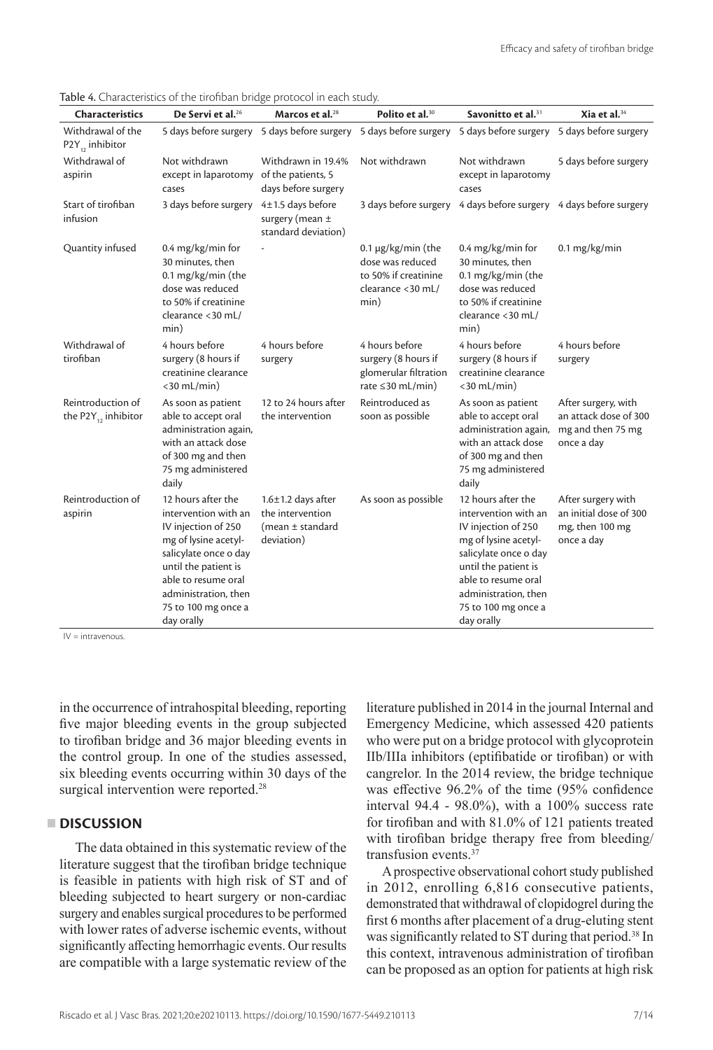Table 4. Characteristics of the tirofiban bridge protocol in each study.

| Characteristics | De Servi et al.[26] | Marcos et al.[28] | Polito et al.[30] | Savonitto et al.[31] | Xia et al.[34] |
|---|---|---|---|---|---|
| Withdrawal of the $P2Y_{12}$ inhibitor | 5 days before surgery | 5 days before surgery | 5 days before surgery | 5 days before surgery | 5 days before surgery |
| Withdrawal of aspirin | Not withdrawn except in laparotomy cases | Withdrawn in 19.4% of the patients, 5 days before surgery | Not withdrawn | Not withdrawn except in laparotomy cases | 5 days before surgery |
| Start of tirofiban infusion | 3 days before surgery | 4±1.5 days before surgery (mean ± standard deviation) | 3 days before surgery | 4 days before surgery | 4 days before surgery |
| Quantity infused | 0.4 mg/kg/min for 30 minutes, then 0.1 mg/kg/min (the dose was reduced to 50% if creatinine clearance <30 mL/min) | - | 0.1 µg/kg/min (the dose was reduced to 50% if creatinine clearance <30 mL/min) | 0.4 mg/kg/min for 30 minutes, then 0.1 mg/kg/min (the dose was reduced to 50% if creatinine clearance <30 mL/min) | 0.1 mg/kg/min |
| Withdrawal of tirofiban | 4 hours before surgery (8 hours if creatinine clearance <30 mL/min) | 4 hours before surgery | 4 hours before surgery (8 hours if glomerular filtration rate ≤30 mL/min) | 4 hours before surgery (8 hours if creatinine clearance <30 mL/min) | 4 hours before surgery |
| Reintroduction of the $P2Y_{12}$ inhibitor | As soon as patient able to accept oral administration again, with an attack dose of 300 mg and then 75 mg administered daily | 12 to 24 hours after the intervention | Reintroduced as soon as possible | As soon as patient able to accept oral administration again, with an attack dose of 300 mg and then 75 mg administered daily | After surgery, with an initial dose of 300 mg and then 75 mg once a day |
| Reintroduction of aspirin | 12 hours after the intervention with an IV injection of 250 mg of lysine acetyl-salicylate once o day until the patient is able to resume oral administration, then 75 to 100 mg once a day orally | 1.6±1.2 days after the intervention (mean ± standard deviation) | As soon as possible | 12 hours after the intervention with an IV injection of 250 mg of lysine acetyl-salicylate once o day until the patient is able to resume oral administration, then 75 to 100 mg once a day orally | After surgery with an initial dose of 300 mg, then 100 mg once a day |

IV = intravenous.

in the occurrence of intrahospital bleeding, reporting five major bleeding events in the group subjected to tirofiban bridge and 36 major bleeding events in the control group. In one of the studies assessed, six bleeding events occurring within 30 days of the surgical intervention were reported.[28]

## DISCUSSION

The data obtained in this systematic review of the literature suggest that the tirofiban bridge technique is feasible in patients with high risk of ST and of bleeding subjected to heart surgery or non-cardiac surgery and enables surgical procedures to be performed with lower rates of adverse ischemic events, without significantly affecting hemorrhagic events. Our results are compatible with a large systematic review of the literature published in 2014 in the journal Internal and Emergency Medicine, which assessed 420 patients who were put on a bridge protocol with glycoprotein IIb/IIIa inhibitors (eptifibatide or tirofiban) or with cangrelor. In the 2014 review, the bridge technique was effective 96.2% of the time (95% confidence interval 94.4 - 98.0%), with a 100% success rate for tirofiban and with 81.0% of 121 patients treated with tirofiban bridge therapy free from bleeding/transfusion events.[37]

A prospective observational cohort study published in 2012, enrolling 6,816 consecutive patients, demonstrated that withdrawal of clopidogrel during the first 6 months after placement of a drug-eluting stent was significantly related to ST during that period.[38] In this context, intravenous administration of tirofiban can be proposed as an option for patients at high risk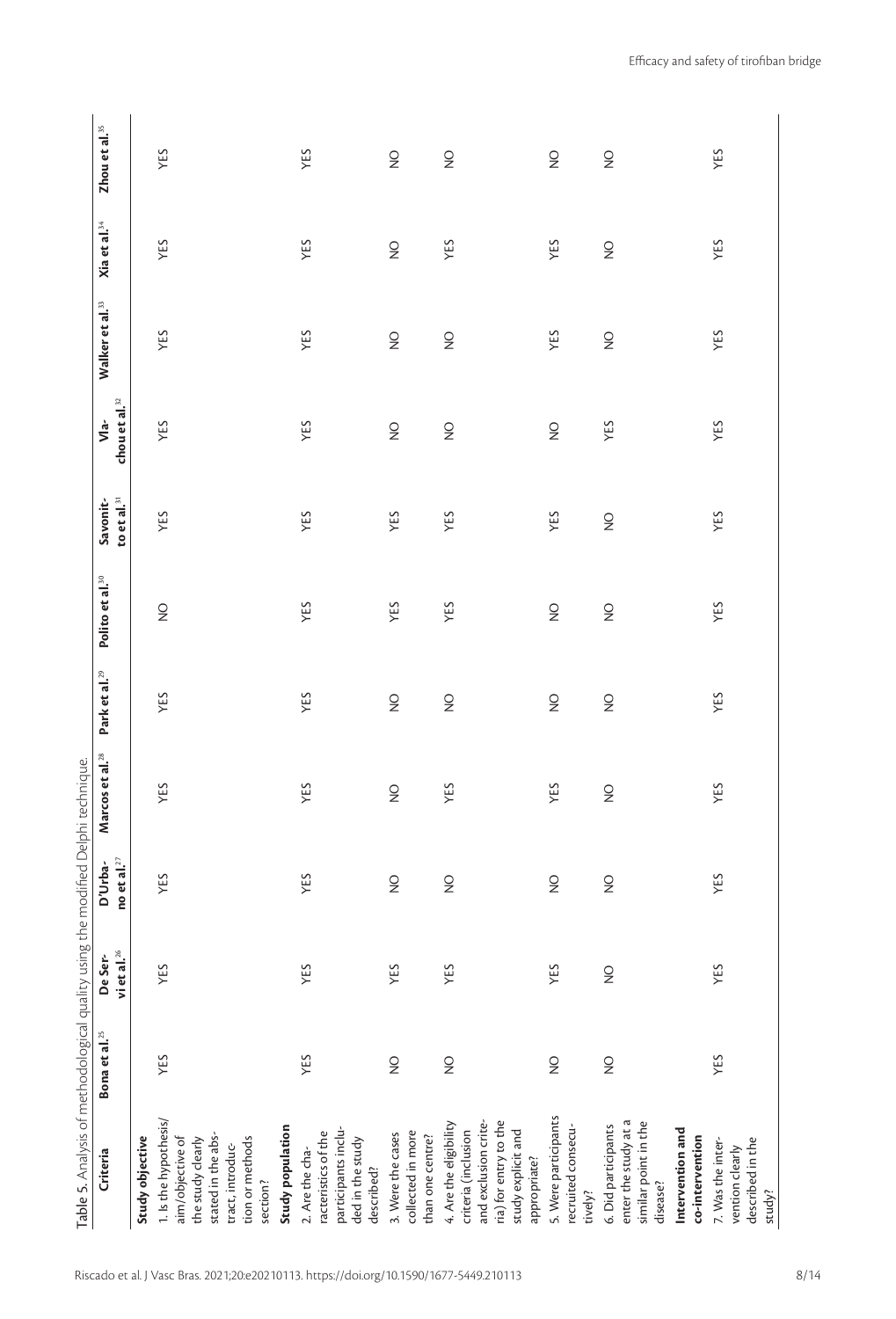Table 5. Analysis of methodological quality using the modified Delphi technique.

| Criteria | Bona et al.[25] | De Servi et al.[26] | D'Urbano et al.[27] | Marcos et al.[28] | Park et al.[29] | Polito et al.[30] | Savonitto et al.[31] | Vlachou et al.[32] | Walker et al.[33] | Xia et al.[34] | Zhou et al.[35] |
|---|---|---|---|---|---|---|---|---|---|---|---|
| **Study objective** | | | | | | | | | | | |
| 1. Is the hypothesis/aim/objective of the study clearly stated in the abstract, introduction or methods section? | YES | YES | YES | YES | YES | NO | YES | YES | YES | YES | YES |
| **Study population** | | | | | | | | | | | |
| 2. Are the characteristics of the participants included in the study described? | YES | YES | YES | YES | YES | YES | YES | YES | YES | YES | YES |
| 3. Were the cases collected in more than one centre? | NO | YES | NO | NO | NO | YES | YES | NO | NO | NO | NO |
| 4. Are the eligibility criteria (inclusion and exclusion criteria) for entry to the study explicit and appropriate? | NO | YES | NO | YES | NO | YES | YES | NO | NO | YES | NO |
| 5. Were participants recruited consecutively? | NO | YES | NO | YES | NO | NO | YES | NO | YES | YES | NO |
| 6. Did participants enter the study at a similar point in the disease? | NO | NO | NO | NO | NO | NO | NO | YES | NO | NO | NO |
| **Intervention and co-intervention** | | | | | | | | | | | |
| 7. Was the intervention clearly described in the study? | YES | YES | YES | YES | YES | YES | YES | YES | YES | YES | YES |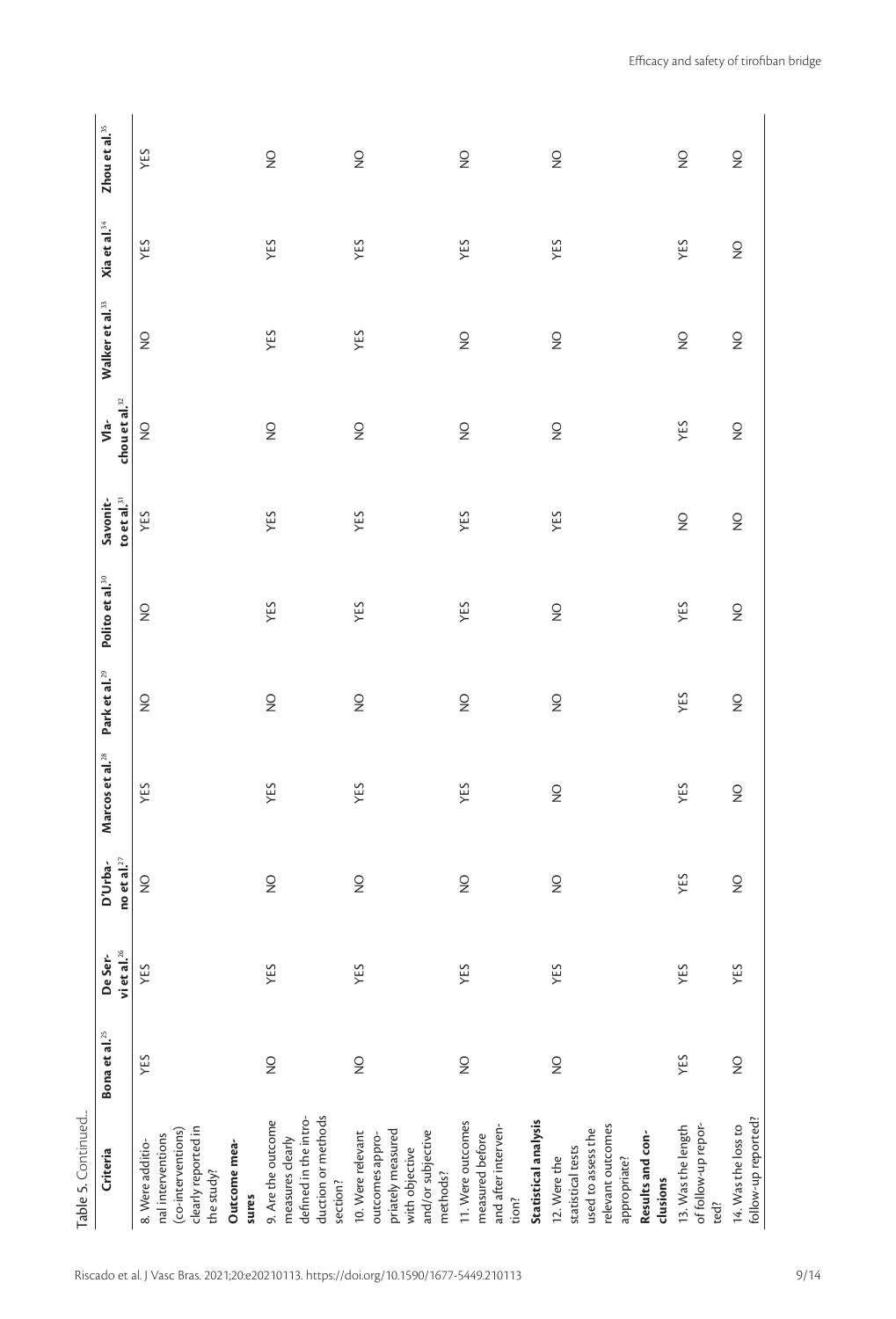Table 5. Continued...

| Criteria | Bona et al.[25] | De Servi et al.[26] | D'Urbano et al.[27] | Marcos et al.[28] | Park et al.[29] | Polito et al.[30] | Savonitto et al.[31] | Vlachou et al.[32] | Walker et al.[33] | Xia et al.[34] | Zhou et al.[35] |
|---|---|---|---|---|---|---|---|---|---|---|---|
| 8. Were additional interventions (co-interventions) clearly reported in the study? | YES | YES | NO | YES | NO | NO | YES | NO | NO | YES | YES |
| **Outcome measures** | | | | | | | | | | | |
| 9. Are the outcome measures clearly defined in the introduction or methods section? | NO | YES | NO | YES | NO | YES | YES | NO | YES | YES | NO |
| 10. Were relevant outcomes appropriately measured with objective and/or subjective methods? | NO | YES | NO | YES | NO | YES | YES | NO | YES | YES | NO |
| 11. Were outcomes measured before and after intervention? | NO | YES | NO | YES | NO | YES | YES | NO | NO | YES | NO |
| **Statistical analysis** | | | | | | | | | | | |
| 12. Were the statistical tests used to assess the relevant outcomes appropriate? | NO | YES | NO | NO | NO | NO | YES | NO | NO | YES | NO |
| **Results and conclusions** | | | | | | | | | | | |
| 13. Was the length of follow-up reported? | YES | YES | YES | YES | YES | YES | NO | YES | NO | YES | NO |
| 14. Was the loss to follow-up reported? | NO | YES | NO | NO | NO | NO | NO | NO | NO | NO | NO |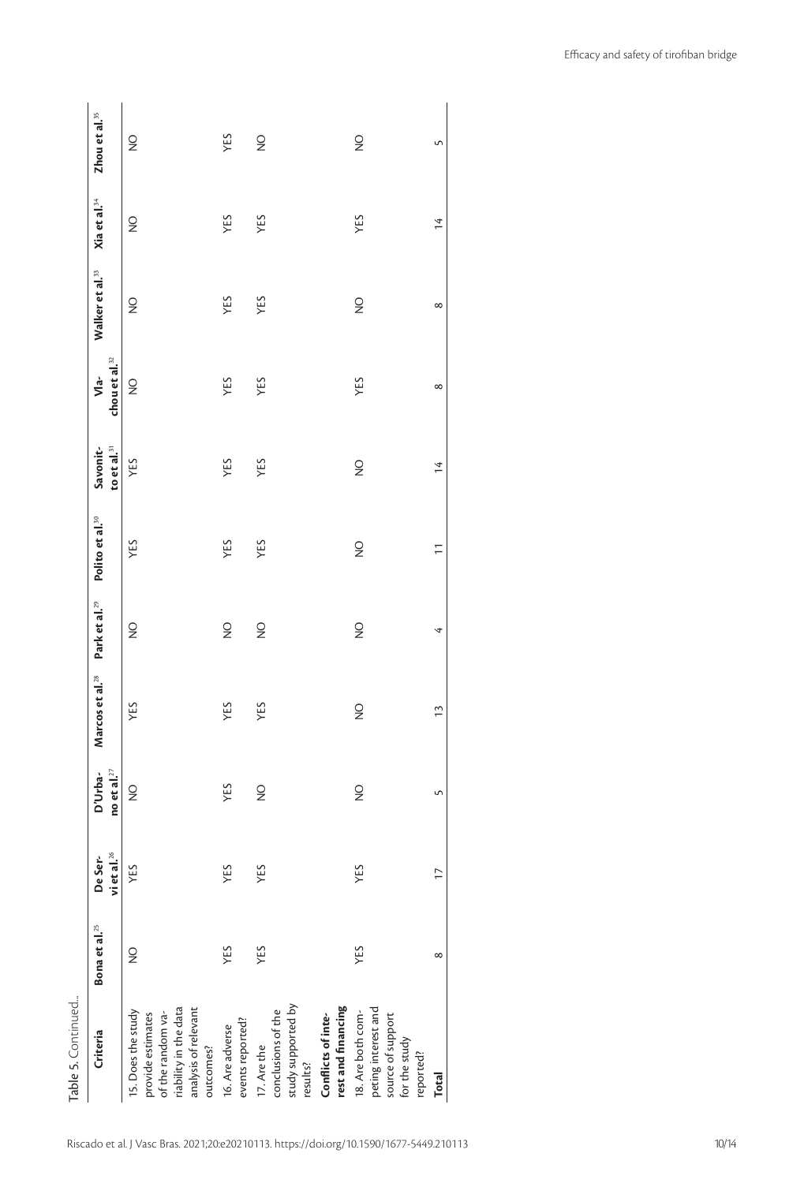Table 5. Continued...

| Criteria | Bona et al.[25] | De Servi et al.[26] | D'Urbano et al.[27] | Marcos et al.[28] | Park et al.[29] | Polito et al.[30] | Savonitto et al.[31] | Vlachou et al.[32] | Walker et al.[33] | Xia et al.[34] | Zhou et al.[35] |
|---|---|---|---|---|---|---|---|---|---|---|---|
| 15. Does the study provide estimates of the random variability in the data analysis of relevant outcomes? | NO | YES | NO | YES | NO | YES | YES | NO | NO | NO | NO |
| 16. Are adverse events reported? | YES | YES | YES | YES | NO | YES | YES | YES | YES | YES | YES |
| 17. Are the conclusions of the study supported by results? | YES | YES | NO | YES | NO | YES | YES | YES | YES | YES | NO |
| **Conflicts of interest and financing** | | | | | | | | | | | |
| 18. Are both competing interest and source of support for the study reported? | YES | YES | NO | NO | NO | NO | NO | YES | NO | YES | NO |
| **Total** | 8 | 17 | 5 | 13 | 4 | 11 | 14 | 8 | 8 | 14 | 5 |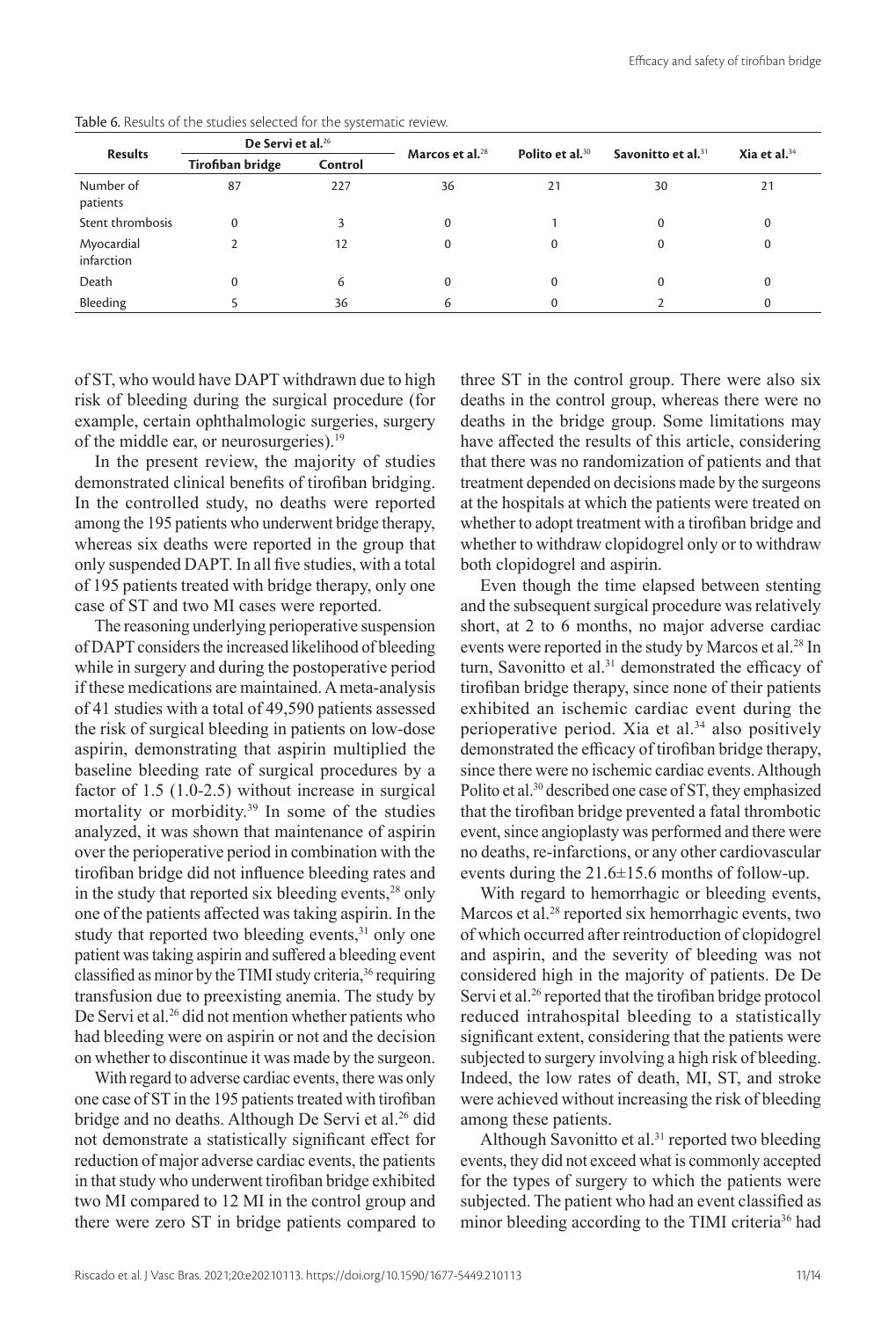Table 6. Results of the studies selected for the systematic review.

| Results | De Servi et al.[26] | | Marcos et al.[28] | Polito et al.[30] | Savonitto et al.[31] | Xia et al.[34] |
|---|---|---|---|---|---|---|
| | Tirofiban bridge | Control | | | | |
| Number of patients | 87 | 227 | 36 | 21 | 30 | 21 |
| Stent thrombosis | 0 | 3 | 0 | 1 | 0 | 0 |
| Myocardial infarction | 2 | 12 | 0 | 0 | 0 | 0 |
| Death | 0 | 6 | 0 | 0 | 0 | 0 |
| Bleeding | 5 | 36 | 6 | 0 | 2 | 0 |

of ST, who would have DAPT withdrawn due to high risk of bleeding during the surgical procedure (for example, certain ophthalmologic surgeries, surgery of the middle ear, or neurosurgeries).[19]

In the present review, the majority of studies demonstrated clinical benefits of tirofiban bridging. In the controlled study, no deaths were reported among the 195 patients who underwent bridge therapy, whereas six deaths were reported in the group that only suspended DAPT. In all five studies, with a total of 195 patients treated with bridge therapy, only one case of ST and two MI cases were reported.

The reasoning underlying perioperative suspension of DAPT considers the increased likelihood of bleeding while in surgery and during the postoperative period if these medications are maintained. A meta-analysis of 41 studies with a total of 49,590 patients assessed the risk of surgical bleeding in patients on low-dose aspirin, demonstrating that aspirin multiplied the baseline bleeding rate of surgical procedures by a factor of 1.5 (1.0-2.5) without increase in surgical mortality or morbidity.[39] In some of the studies analyzed, it was shown that maintenance of aspirin over the perioperative period in combination with the tirofiban bridge did not influence bleeding rates and in the study that reported six bleeding events,[28] only one of the patients affected was taking aspirin. In the study that reported two bleeding events,[31] only one patient was taking aspirin and suffered a bleeding event classified as minor by the TIMI study criteria,[36] requiring transfusion due to preexisting anemia. The study by De Servi et al.[26] did not mention whether patients who had bleeding were on aspirin or not and the decision on whether to discontinue it was made by the surgeon.

With regard to adverse cardiac events, there was only one case of ST in the 195 patients treated with tirofiban bridge and no deaths. Although De Servi et al.[26] did not demonstrate a statistically significant effect for reduction of major adverse cardiac events, the patients in that study who underwent tirofiban bridge exhibited two MI compared to 12 MI in the control group and there were zero ST in bridge patients compared to three ST in the control group. There were also six deaths in the control group, whereas there were no deaths in the bridge group. Some limitations may have affected the results of this article, considering that there was no randomization of patients and that treatment depended on decisions made by the surgeons at the hospitals at which the patients were treated on whether to adopt treatment with a tirofiban bridge and whether to withdraw clopidogrel only or to withdraw both clopidogrel and aspirin.

Even though the time elapsed between stenting and the subsequent surgical procedure was relatively short, at 2 to 6 months, no major adverse cardiac events were reported in the study by Marcos et al.[28] In turn, Savonitto et al.[31] demonstrated the efficacy of tirofiban bridge therapy, since none of their patients exhibited an ischemic cardiac event during the perioperative period. Xia et al.[34] also positively demonstrated the efficacy of tirofiban bridge therapy, since there were no ischemic cardiac events. Although Polito et al.[30] described one case of ST, they emphasized that the tirofiban bridge prevented a fatal thrombotic event, since angioplasty was performed and there were no deaths, re-infarctions, or any other cardiovascular events during the 21.6±15.6 months of follow-up.

With regard to hemorrhagic or bleeding events, Marcos et al.[28] reported six hemorrhagic events, two of which occurred after reintroduction of clopidogrel and aspirin, and the severity of bleeding was not considered high in the majority of patients. De De Servi et al.[26] reported that the tirofiban bridge protocol reduced intrahospital bleeding to a statistically significant extent, considering that the patients were subjected to surgery involving a high risk of bleeding. Indeed, the low rates of death, MI, ST, and stroke were achieved without increasing the risk of bleeding among these patients.

Although Savonitto et al.[31] reported two bleeding events, they did not exceed what is commonly accepted for the types of surgery to which the patients were subjected. The patient who had an event classified as minor bleeding according to the TIMI criteria[36] had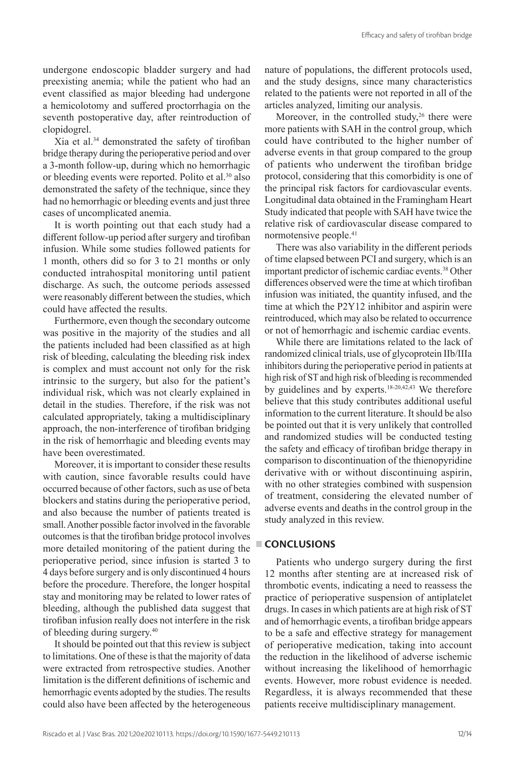undergone endoscopic bladder surgery and had preexisting anemia; while the patient who had an event classified as major bleeding had undergone a hemicolotomy and suffered proctorrhagia on the seventh postoperative day, after reintroduction of clopidogrel.

Xia et al.[34] demonstrated the safety of tirofiban bridge therapy during the perioperative period and over a 3-month follow-up, during which no hemorrhagic or bleeding events were reported. Polito et al.[30] also demonstrated the safety of the technique, since they had no hemorrhagic or bleeding events and just three cases of uncomplicated anemia.

It is worth pointing out that each study had a different follow-up period after surgery and tirofiban infusion. While some studies followed patients for 1 month, others did so for 3 to 21 months or only conducted intrahospital monitoring until patient discharge. As such, the outcome periods assessed were reasonably different between the studies, which could have affected the results.

Furthermore, even though the secondary outcome was positive in the majority of the studies and all the patients included had been classified as at high risk of bleeding, calculating the bleeding risk index is complex and must account not only for the risk intrinsic to the surgery, but also for the patient's individual risk, which was not clearly explained in detail in the studies. Therefore, if the risk was not calculated appropriately, taking a multidisciplinary approach, the non-interference of tirofiban bridging in the risk of hemorrhagic and bleeding events may have been overestimated.

Moreover, it is important to consider these results with caution, since favorable results could have occurred because of other factors, such as use of beta blockers and statins during the perioperative period, and also because the number of patients treated is small. Another possible factor involved in the favorable outcomes is that the tirofiban bridge protocol involves more detailed monitoring of the patient during the perioperative period, since infusion is started 3 to 4 days before surgery and is only discontinued 4 hours before the procedure. Therefore, the longer hospital stay and monitoring may be related to lower rates of bleeding, although the published data suggest that tirofiban infusion really does not interfere in the risk of bleeding during surgery.[40]

It should be pointed out that this review is subject to limitations. One of these is that the majority of data were extracted from retrospective studies. Another limitation is the different definitions of ischemic and hemorrhagic events adopted by the studies. The results could also have been affected by the heterogeneous nature of populations, the different protocols used, and the study designs, since many characteristics related to the patients were not reported in all of the articles analyzed, limiting our analysis.

Moreover, in the controlled study,[26] there were more patients with SAH in the control group, which could have contributed to the higher number of adverse events in that group compared to the group of patients who underwent the tirofiban bridge protocol, considering that this comorbidity is one of the principal risk factors for cardiovascular events. Longitudinal data obtained in the Framingham Heart Study indicated that people with SAH have twice the relative risk of cardiovascular disease compared to normotensive people.[41]

There was also variability in the different periods of time elapsed between PCI and surgery, which is an important predictor of ischemic cardiac events.[38] Other differences observed were the time at which tirofiban infusion was initiated, the quantity infused, and the time at which the P2Y12 inhibitor and aspirin were reintroduced, which may also be related to occurrence or not of hemorrhagic and ischemic cardiac events.

While there are limitations related to the lack of randomized clinical trials, use of glycoprotein IIb/IIIa inhibitors during the perioperative period in patients at high risk of ST and high risk of bleeding is recommended by guidelines and by experts.[18-20,42,43] We therefore believe that this study contributes additional useful information to the current literature. It should be also be pointed out that it is very unlikely that controlled and randomized studies will be conducted testing the safety and efficacy of tirofiban bridge therapy in comparison to discontinuation of the thienopyridine derivative with or without discontinuing aspirin, with no other strategies combined with suspension of treatment, considering the elevated number of adverse events and deaths in the control group in the study analyzed in this review.

## CONCLUSIONS

Patients who undergo surgery during the first 12 months after stenting are at increased risk of thrombotic events, indicating a need to reassess the practice of perioperative suspension of antiplatelet drugs. In cases in which patients are at high risk of ST and of hemorrhagic events, a tirofiban bridge appears to be a safe and effective strategy for management of perioperative medication, taking into account the reduction in the likelihood of adverse ischemic without increasing the likelihood of hemorrhagic events. However, more robust evidence is needed. Regardless, it is always recommended that these patients receive multidisciplinary management.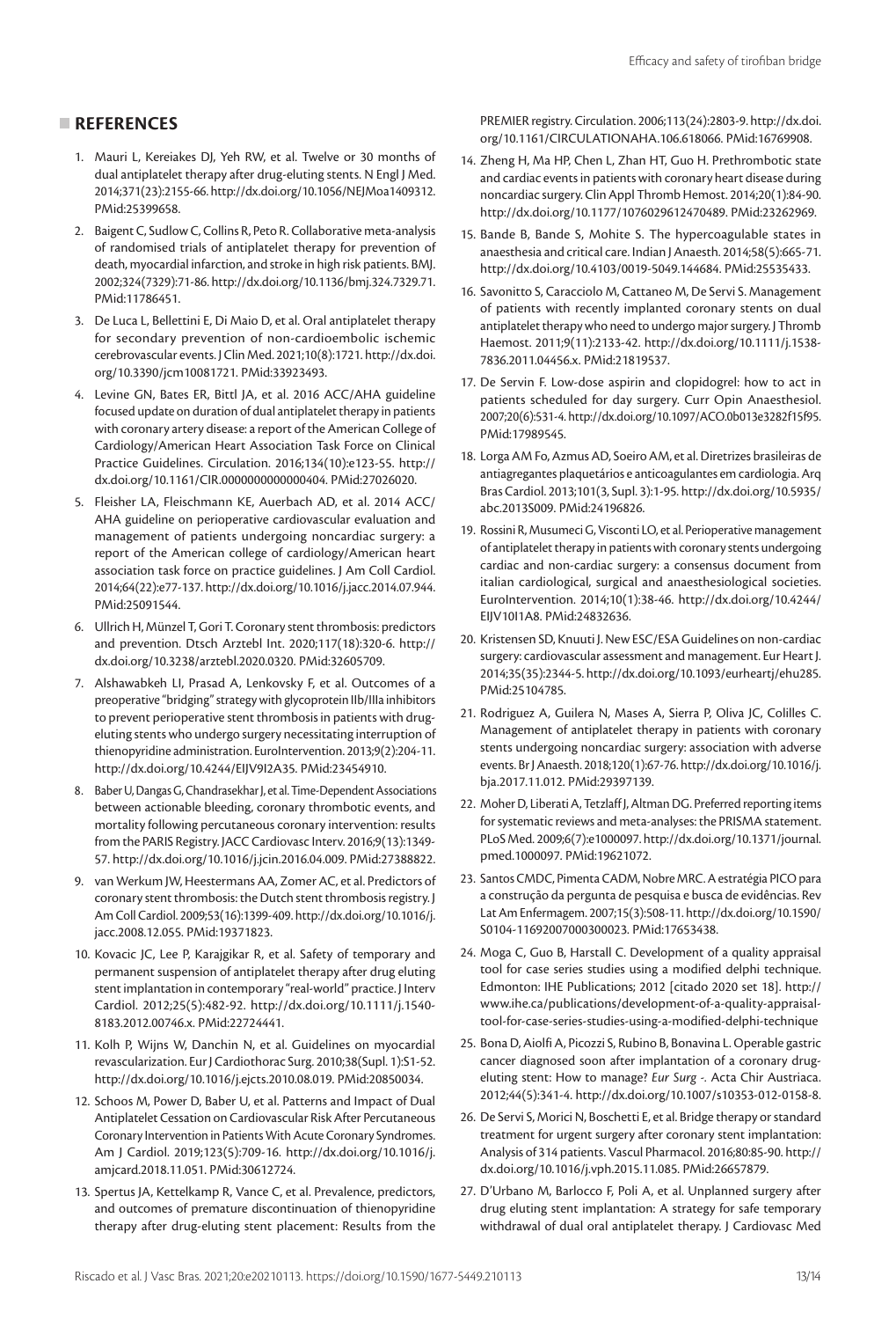## REFERENCES

1. Mauri L, Kereiakes DJ, Yeh RW, et al. Twelve or 30 months of dual antiplatelet therapy after drug-eluting stents. N Engl J Med. 2014;371(23):2155-66. http://dx.doi.org/10.1056/NEJMoa1409312. PMid:25399658.
2. Baigent C, Sudlow C, Collins R, Peto R. Collaborative meta-analysis of randomised trials of antiplatelet therapy for prevention of death, myocardial infarction, and stroke in high risk patients. BMJ. 2002;324(7329):71-86. http://dx.doi.org/10.1136/bmj.324.7329.71. PMid:11786451.
3. De Luca L, Bellettini E, Di Maio D, et al. Oral antiplatelet therapy for secondary prevention of non-cardioembolic ischemic cerebrovascular events. J Clin Med. 2021;10(8):1721. http://dx.doi.org/10.3390/jcm10081721. PMid:33923493.
4. Levine GN, Bates ER, Bittl JA, et al. 2016 ACC/AHA guideline focused update on duration of dual antiplatelet therapy in patients with coronary artery disease: a report of the American College of Cardiology/American Heart Association Task Force on Clinical Practice Guidelines. Circulation. 2016;134(10):e123-55. http://dx.doi.org/10.1161/CIR.0000000000000404. PMid:27026020.
5. Fleisher LA, Fleischmann KE, Auerbach AD, et al. 2014 ACC/AHA guideline on perioperative cardiovascular evaluation and management of patients undergoing noncardiac surgery: a report of the American college of cardiology/American heart association task force on practice guidelines. J Am Coll Cardiol. 2014;64(22):e77-137. http://dx.doi.org/10.1016/j.jacc.2014.07.944. PMid:25091544.
6. Ullrich H, Münzel T, Gori T. Coronary stent thrombosis: predictors and prevention. Dtsch Arztebl Int. 2020;117(18):320-6. http://dx.doi.org/10.3238/arztebl.2020.0320. PMid:32605709.
7. Alshawabkeh LI, Prasad A, Lenkovsky F, et al. Outcomes of a preoperative "bridging" strategy with glycoprotein IIb/IIIa inhibitors to prevent perioperative stent thrombosis in patients with drug-eluting stents who undergo surgery necessitating interruption of thienopyridine administration. EuroIntervention. 2013;9(2):204-11. http://dx.doi.org/10.4244/EIJV9I2A35. PMid:23454910.
8. Baber U, Dangas G, Chandrasekhar J, et al. Time-Dependent Associations between actionable bleeding, coronary thrombotic events, and mortality following percutaneous coronary intervention: results from the PARIS Registry. JACC Cardiovasc Interv. 2016;9(13):1349-57. http://dx.doi.org/10.1016/j.jcin.2016.04.009. PMid:27388822.
9. van Werkum JW, Heestermans AA, Zomer AC, et al. Predictors of coronary stent thrombosis: the Dutch stent thrombosis registry. J Am Coll Cardiol. 2009;53(16):1399-409. http://dx.doi.org/10.1016/j.jacc.2008.12.055. PMid:19371823.
10. Kovacic JC, Lee P, Karajgikar R, et al. Safety of temporary and permanent suspension of antiplatelet therapy after drug eluting stent implantation in contemporary "real-world" practice. J Interv Cardiol. 2012;25(5):482-92. http://dx.doi.org/10.1111/j.1540-8183.2012.00746.x. PMid:22724441.
11. Kolh P, Wijns W, Danchin N, et al. Guidelines on myocardial revascularization. Eur J Cardiothorac Surg. 2010;38(Supl. 1):S1-52. http://dx.doi.org/10.1016/j.ejcts.2010.08.019. PMid:20850034.
12. Schoos M, Power D, Baber U, et al. Patterns and Impact of Dual Antiplatelet Cessation on Cardiovascular Risk After Percutaneous Coronary Intervention in Patients With Acute Coronary Syndromes. Am J Cardiol. 2019;123(5):709-16. http://dx.doi.org/10.1016/j.amjcard.2018.11.051. PMid:30612724.
13. Spertus JA, Kettelkamp R, Vance C, et al. Prevalence, predictors, and outcomes of premature discontinuation of thienopyridine therapy after drug-eluting stent placement: Results from the PREMIER registry. Circulation. 2006;113(24):2803-9. http://dx.doi.org/10.1161/CIRCULATIONAHA.106.618066. PMid:16769908.
14. Zheng H, Ma HP, Chen L, Zhan HT, Guo H. Prethrombotic state and cardiac events in patients with coronary heart disease during noncardiac surgery. Clin Appl Thromb Hemost. 2014;20(1):84-90. http://dx.doi.org/10.1177/1076029612470489. PMid:23262969.
15. Bande B, Bande S, Mohite S. The hypercoagulable states in anaesthesia and critical care. Indian J Anaesth. 2014;58(5):665-71. http://dx.doi.org/10.4103/0019-5049.144684. PMid:25535433.
16. Savonitto S, Caracciolo M, Cattaneo M, De Servi S. Management of patients with recently implanted coronary stents on dual antiplatelet therapy who need to undergo major surgery. J Thromb Haemost. 2011;9(11):2133-42. http://dx.doi.org/10.1111/j.1538-7836.2011.04456.x. PMid:21819537.
17. De Servin F. Low-dose aspirin and clopidogrel: how to act in patients scheduled for day surgery. Curr Opin Anaesthesiol. 2007;20(6):531-4. http://dx.doi.org/10.1097/ACO.0b013e3282f15f95. PMid:17989545.
18. Lorga AM Fo, Azmus AD, Soeiro AM, et al. Diretrizes brasileiras de antiagregantes plaquetários e anticoagulantes em cardiologia. Arq Bras Cardiol. 2013;101(3, Supl. 3):1-95. http://dx.doi.org/10.5935/abc.2013S009. PMid:24196826.
19. Rossini R, Musumeci G, Visconti LO, et al. Perioperative management of antiplatelet therapy in patients with coronary stents undergoing cardiac and non-cardiac surgery: a consensus document from italian cardiological, surgical and anaesthesiological societies. EuroIntervention. 2014;10(1):38-46. http://dx.doi.org/10.4244/EIJV10I1A8. PMid:24832636.
20. Kristensen SD, Knuuti J. New ESC/ESA Guidelines on non-cardiac surgery: cardiovascular assessment and management. Eur Heart J. 2014;35(35):2344-5. http://dx.doi.org/10.1093/eurheartj/ehu285. PMid:25104785.
21. Rodriguez A, Guilera N, Mases A, Sierra P, Oliva JC, Colilles C. Management of antiplatelet therapy in patients with coronary stents undergoing noncardiac surgery: association with adverse events. Br J Anaesth. 2018;120(1):67-76. http://dx.doi.org/10.1016/j.bja.2017.11.012. PMid:29397139.
22. Moher D, Liberati A, Tetzlaff J, Altman DG. Preferred reporting items for systematic reviews and meta-analyses: the PRISMA statement. PLoS Med. 2009;6(7):e1000097. http://dx.doi.org/10.1371/journal.pmed.1000097. PMid:19621072.
23. Santos CMDC, Pimenta CADM, Nobre MRC. A estratégia PICO para a construção da pergunta de pesquisa e busca de evidências. Rev Lat Am Enfermagem. 2007;15(3):508-11. http://dx.doi.org/10.1590/S0104-11692007000300023. PMid:17653438.
24. Moga C, Guo B, Harstall C. Development of a quality appraisal tool for case series studies using a modified delphi technique. Edmonton: IHE Publications; 2012 [citado 2020 set 18]. http://www.ihe.ca/publications/development-of-a-quality-appraisal-tool-for-case-series-studies-using-a-modified-delphi-technique
25. Bona D, Aiolfi A, Picozzi S, Rubino B, Bonavina L. Operable gastric cancer diagnosed soon after implantation of a coronary drug-eluting stent: How to manage? *Eur Surg -.* Acta Chir Austriaca. 2012;44(5):341-4. http://dx.doi.org/10.1007/s10353-012-0158-8.
26. De Servi S, Morici N, Boschetti E, et al. Bridge therapy or standard treatment for urgent surgery after coronary stent implantation: Analysis of 314 patients. Vascul Pharmacol. 2016;80:85-90. http://dx.doi.org/10.1016/j.vph.2015.11.085. PMid:26657879.
27. D'Urbano M, Barlocco F, Poli A, et al. Unplanned surgery after drug eluting stent implantation: A strategy for safe temporary withdrawal of dual oral antiplatelet therapy. J Cardiovasc Med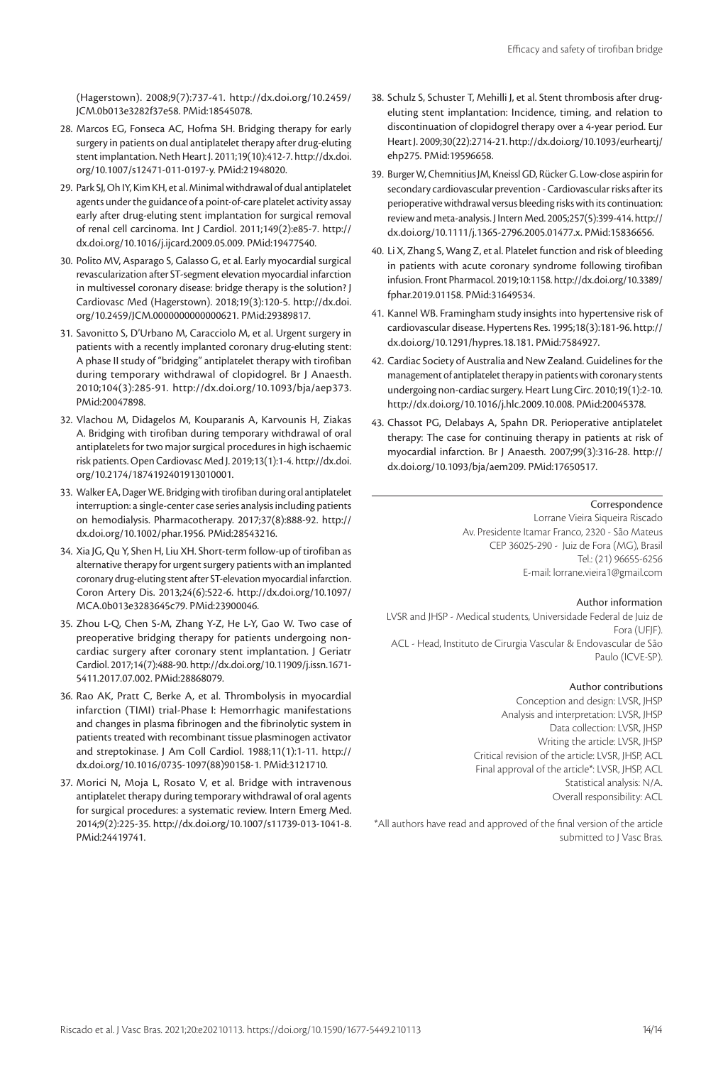(Hagerstown). 2008;9(7):737-41. http://dx.doi.org/10.2459/JCM.0b013e3282f37e58. PMid:18545078.

28. Marcos EG, Fonseca AC, Hofma SH. Bridging therapy for early surgery in patients on dual antiplatelet therapy after drug-eluting stent implantation. Neth Heart J. 2011;19(10):412-7. http://dx.doi.org/10.1007/s12471-011-0197-y. PMid:21948020.
29. Park SJ, Oh IY, Kim KH, et al. Minimal withdrawal of dual antiplatelet agents under the guidance of a point-of-care platelet activity assay early after drug-eluting stent implantation for surgical removal of renal cell carcinoma. Int J Cardiol. 2011;149(2):e85-7. http://dx.doi.org/10.1016/j.ijcard.2009.05.009. PMid:19477540.
30. Polito MV, Asparago S, Galasso G, et al. Early myocardial surgical revascularization after ST-segment elevation myocardial infarction in multivessel coronary disease: bridge therapy is the solution? J Cardiovasc Med (Hagerstown). 2018;19(3):120-5. http://dx.doi.org/10.2459/JCM.0000000000000621. PMid:29389817.
31. Savonitto S, D'Urbano M, Caracciolo M, et al. Urgent surgery in patients with a recently implanted coronary drug-eluting stent: A phase II study of "bridging" antiplatelet therapy with tirofiban during temporary withdrawal of clopidogrel. Br J Anaesth. 2010;104(3):285-91. http://dx.doi.org/10.1093/bja/aep373. PMid:20047898.
32. Vlachou M, Didagelos M, Kouparanis A, Karvounis H, Ziakas A. Bridging with tirofiban during temporary withdrawal of oral antiplatelets for two major surgical procedures in high ischaemic risk patients. Open Cardiovasc Med J. 2019;13(1):1-4. http://dx.doi.org/10.2174/1874192401913010001.
33. Walker EA, Dager WE. Bridging with tirofiban during oral antiplatelet interruption: a single-center case series analysis including patients on hemodialysis. Pharmacotherapy. 2017;37(8):888-92. http://dx.doi.org/10.1002/phar.1956. PMid:28543216.
34. Xia JG, Qu Y, Shen H, Liu XH. Short-term follow-up of tirofiban as alternative therapy for urgent surgery patients with an implanted coronary drug-eluting stent after ST-elevation myocardial infarction. Coron Artery Dis. 2013;24(6):522-6. http://dx.doi.org/10.1097/MCA.0b013e3283645c79. PMid:23900046.
35. Zhou L-Q, Chen S-M, Zhang Y-Z, He L-Y, Gao W. Two case of preoperative bridging therapy for patients undergoing non-cardiac surgery after coronary stent implantation. J Geriatr Cardiol. 2017;14(7):488-90. http://dx.doi.org/10.11909/j.issn.1671-5411.2017.07.002. PMid:28868079.
36. Rao AK, Pratt C, Berke A, et al. Thrombolysis in myocardial infarction (TIMI) trial-Phase I: Hemorrhagic manifestations and changes in plasma fibrinogen and the fibrinolytic system in patients treated with recombinant tissue plasminogen activator and streptokinase. J Am Coll Cardiol. 1988;11(1):1-11. http://dx.doi.org/10.1016/0735-1097(88)90158-1. PMid:3121710.
37. Morici N, Moja L, Rosato V, et al. Bridge with intravenous antiplatelet therapy during temporary withdrawal of oral agents for surgical procedures: a systematic review. Intern Emerg Med. 2014;9(2):225-35. http://dx.doi.org/10.1007/s11739-013-1041-8. PMid:24419741.
38. Schulz S, Schuster T, Mehilli J, et al. Stent thrombosis after drug-eluting stent implantation: Incidence, timing, and relation to discontinuation of clopidogrel therapy over a 4-year period. Eur Heart J. 2009;30(22):2714-21. http://dx.doi.org/10.1093/eurheartj/ehp275. PMid:19596658.
39. Burger W, Chemnitius JM, Kneissl GD, Rücker G. Low-close aspirin for secondary cardiovascular prevention - Cardiovascular risks after its perioperative withdrawal versus bleeding risks with its continuation: review and meta-analysis. J Intern Med. 2005;257(5):399-414. http://dx.doi.org/10.1111/j.1365-2796.2005.01477.x. PMid:15836656.
40. Li X, Zhang S, Wang Z, et al. Platelet function and risk of bleeding in patients with acute coronary syndrome following tirofiban infusion. Front Pharmacol. 2019;10:1158. http://dx.doi.org/10.3389/fphar.2019.01158. PMid:31649534.
41. Kannel WB. Framingham study insights into hypertensive risk of cardiovascular disease. Hypertens Res. 1995;18(3):181-96. http://dx.doi.org/10.1291/hypres.18.181. PMid:7584927.
42. Cardiac Society of Australia and New Zealand. Guidelines for the management of antiplatelet therapy in patients with coronary stents undergoing non-cardiac surgery. Heart Lung Circ. 2010;19(1):2-10. http://dx.doi.org/10.1016/j.hlc.2009.10.008. PMid:20045378.
43. Chassot PG, Delabays A, Spahn DR. Perioperative antiplatelet therapy: The case for continuing therapy in patients at risk of myocardial infarction. Br J Anaesth. 2007;99(3):316-28. http://dx.doi.org/10.1093/bja/aem209. PMid:17650517.

**Correspondence**

Lorrane Vieira Siqueira Riscado
Av. Presidente Itamar Franco, 2320 - São Mateus
CEP 36025-290 - Juiz de Fora (MG), Brasil
Tel.: (21) 96655-6256
E-mail: lorrane.vieira1@gmail.com

**Author information**

LVSR and JHSP - Medical students, Universidade Federal de Juiz de Fora (UFJF).
ACL - Head, Instituto de Cirurgia Vascular & Endovascular de São Paulo (ICVE-SP).

**Author contributions**

Conception and design: LVSR, JHSP
Analysis and interpretation: LVSR, JHSP
Data collection: LVSR, JHSP
Writing the article: LVSR, JHSP
Critical revision of the article: LVSR, JHSP, ACL
Final approval of the article*: LVSR, JHSP, ACL
Statistical analysis: N/A.
Overall responsibility: ACL

*All authors have read and approved of the final version of the article submitted to J Vasc Bras.